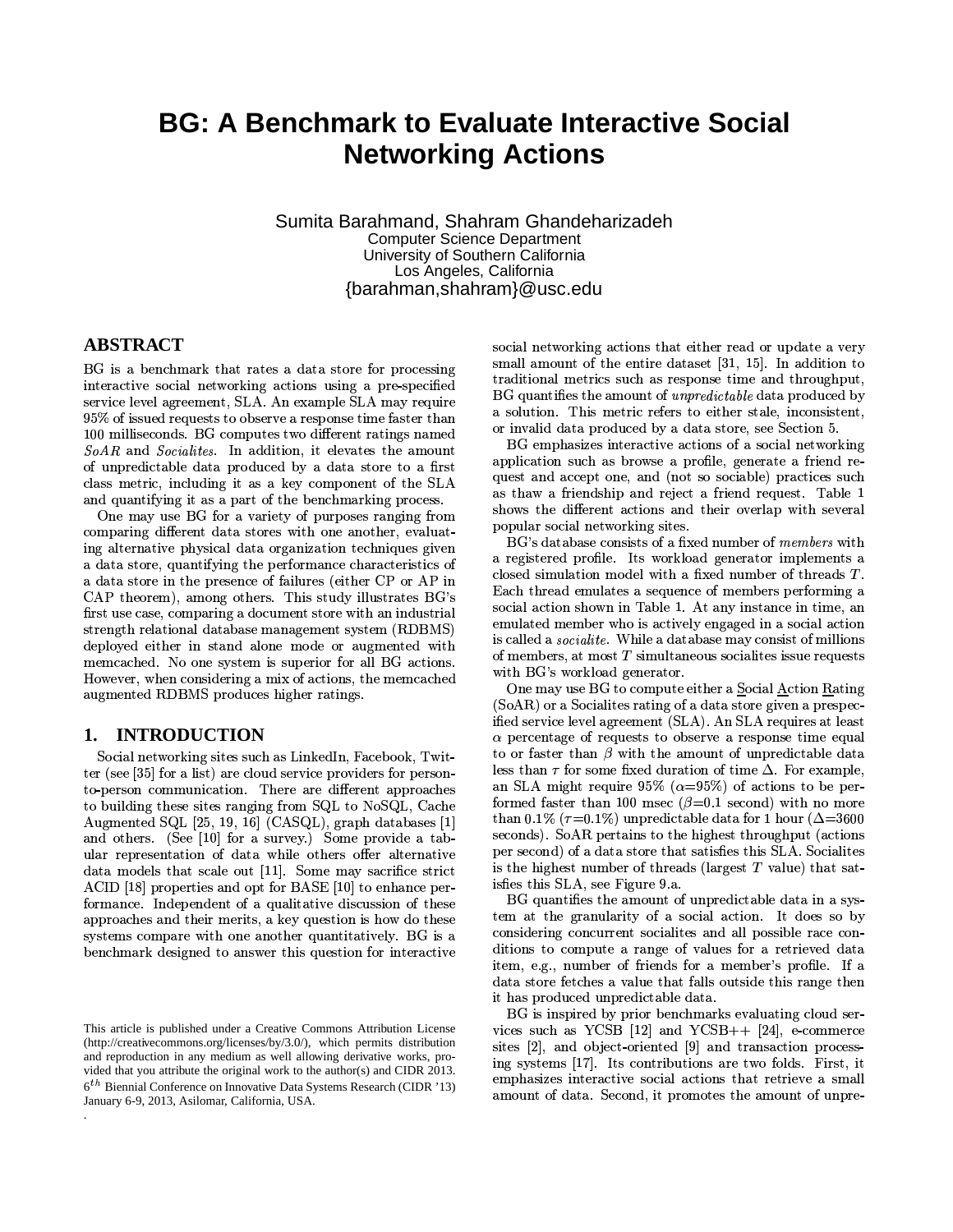# BG: A Benchmark to Evaluate Interactive Social Networking Actions

Sumita Barahmand, Shahram Ghandeharizadeh
Computer Science Department
University of Southern California
Los Angeles, California
{barahman,shahram}@usc.edu

## ABSTRACT

BG is a benchmark that rates a data store for processing interactive social networking actions using a pre-specified service level agreement, SLA. An example SLA may require 95% of issued requests to observe a response time faster than 100 milliseconds. BG computes two different ratings named *SoAR* and *Socialites*. In addition, it elevates the amount of unpredictable data produced by a data store to a first class metric, including it as a key component of the SLA and quantifying it as a part of the benchmarking process.

One may use BG for a variety of purposes ranging from comparing different data stores with one another, evaluating alternative physical data organization techniques given a data store, quantifying the performance characteristics of a data store in the presence of failures (either CP or AP in CAP theorem), among others. This study illustrates BG's first use case, comparing a document store with an industrial strength relational database management system (RDBMS) deployed either in stand alone mode or augmented with memcached. No one system is superior for all BG actions. However, when considering a mix of actions, the memcached augmented RDBMS produces higher ratings.

## 1. INTRODUCTION

Social networking sites such as LinkedIn, Facebook, Twitter (see [35] for a list) are cloud service providers for person-to-person communication. There are different approaches to building these sites ranging from SQL to NoSQL, Cache Augmented SQL [25, 19, 16] (CASQL), graph databases [1] and others. (See [10] for a survey.) Some provide a tabular representation of data while others offer alternative data models that scale out [11]. Some may sacrifice strict ACID [18] properties and opt for BASE [10] to enhance performance. Independent of a qualitative discussion of these approaches and their merits, a key question is how do these systems compare with one another quantitatively. BG is a benchmark designed to answer this question for interactive social networking actions that either read or update a very small amount of the entire dataset [31, 15]. In addition to traditional metrics such as response time and throughput, BG quantifies the amount of *unpredictable* data produced by a solution. This metric refers to either stale, inconsistent, or invalid data produced by a data store, see Section 5.

BG emphasizes interactive actions of a social networking application such as browse a profile, generate a friend request and accept one, and (not so sociable) practices such as thaw a friendship and reject a friend request. Table 1 shows the different actions and their overlap with several popular social networking sites.

BG's database consists of a fixed number of *members* with a registered profile. Its workload generator implements a closed simulation model with a fixed number of threads $T$. Each thread emulates a sequence of members performing a social action shown in Table 1. At any instance in time, an emulated member who is actively engaged in a social action is called a *socialite*. While a database may consist of millions of members, at most $T$ simultaneous socialites issue requests with BG's workload generator.

One may use BG to compute either a Social Action Rating (SoAR) or a Socialites rating of a data store given a prespecified service level agreement (SLA). An SLA requires at least $\alpha$ percentage of requests to observe a response time equal to or faster than $\beta$ with the amount of unpredictable data less than $\tau$ for some fixed duration of time $\Delta$. For example, an SLA might require 95% ($\alpha$=95%) of actions to be performed faster than 100 msec ($\beta$=0.1 second) with no more than 0.1% ($\tau$=0.1%) unpredictable data for 1 hour ($\Delta$=3600 seconds). SoAR pertains to the highest throughput (actions per second) of a data store that satisfies this SLA. Socialites is the highest number of threads (largest $T$ value) that satisfies this SLA, see Figure 9.a.

BG quantifies the amount of unpredictable data in a system at the granularity of a social action. It does so by considering concurrent socialites and all possible race conditions to compute a range of values for a retrieved data item, e.g., number of friends for a member's profile. If a data store fetches a value that falls outside this range then it has produced unpredictable data.

BG is inspired by prior benchmarks evaluating cloud services such as YCSB [12] and YCSB++ [24], e-commerce sites [2], and object-oriented [9] and transaction processing systems [17]. Its contributions are two folds. First, it emphasizes interactive social actions that retrieve a small amount of data. Second, it promotes the amount of unpre-

This article is published under a Creative Commons Attribution License (http://creativecommons.org/licenses/by/3.0/), which permits distribution and reproduction in any medium as well allowing derivative works, provided that you attribute the original work to the author(s) and CIDR 2013. 6th Biennial Conference on Innovative Data Systems Research (CIDR '13) January 6-9, 2013, Asilomar, California, USA.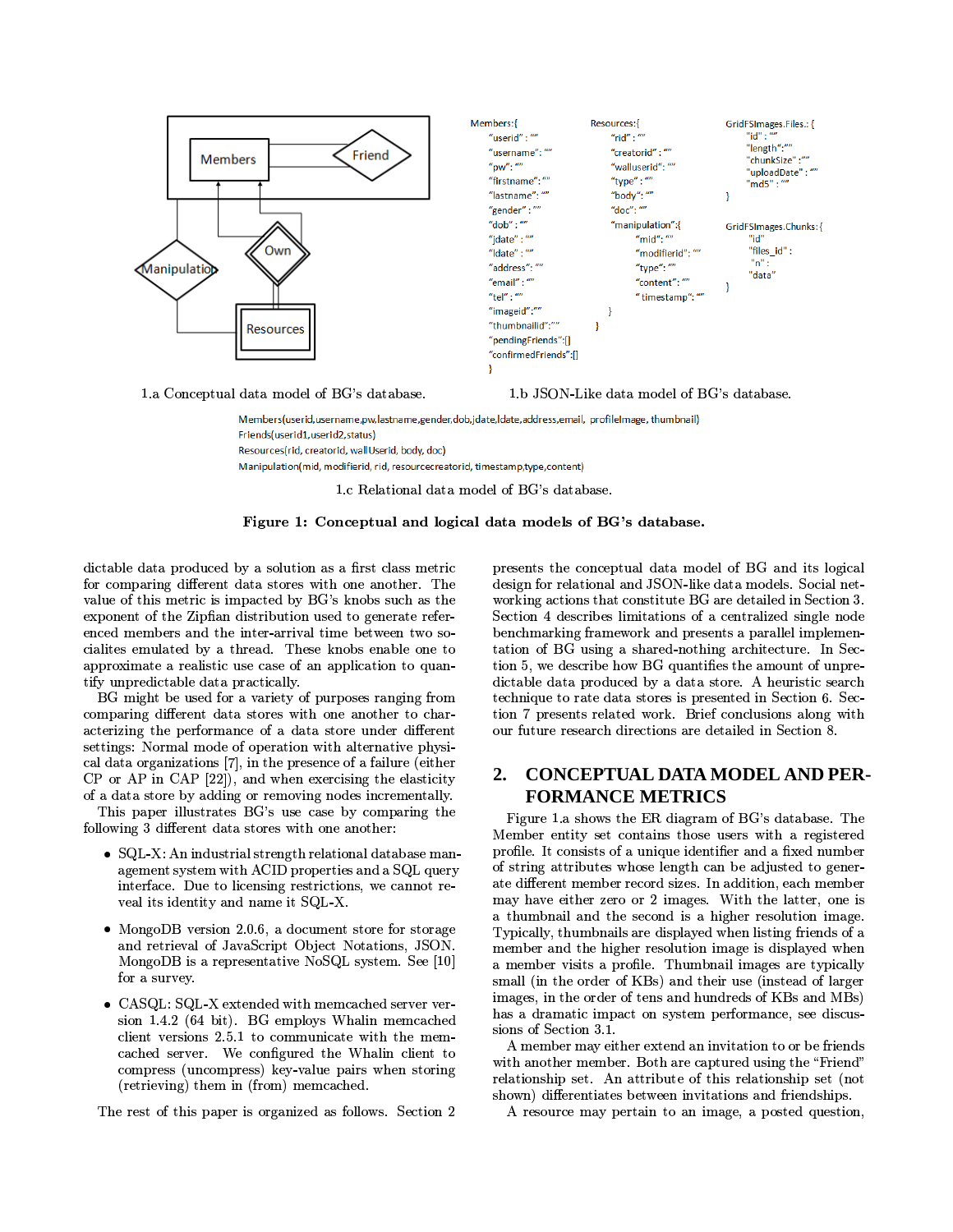```
Members:{
    "userid" : ""
    "username": ""
    "pw": ""
    "firstname": ""
    "lastname": ""
    "gender" : ""
    "dob" : ""
    "jdate" : ""
    "ldate" : ""
    "address": ""
    "email" : ""
    "tel" : ""
    "imageid":""
    "thumbnailid":""
    "pendingFriends":[]
    "confirmedFriends":[]
}

Resources:{
    "rid" : ""
    "creatorid" : ""
    "walluserid": ""
    "type" : ""
    "body": ""
    "doc": ""
    "manipulation":{
        "mid": ""
        "modifierid": ""
        "type": ""
        "content": ""
        "timestamp": ""
    }
}

GridFSImages.Files.: {
    "id" : ""
    "length":""
    "chunkSize" :""
    "uploadDate" : ""
    "md5" : ""
}

GridFSImages.Chunks:{
    "id"
    "files_id" :
    "n" :
    "data"
}
```

1.a Conceptual data model of BG's database.

1.b JSON-Like data model of BG's database.

```
Members(userid,username,pw,lastname,gender,dob,jdate,ldate,address,email, profileImage, thumbnail)
Friends(userid1,userid2,status)
Resources(rid, creatorid, wallUserid, body, doc)
Manipulation(mid, modifierid, rid, resourcecreatorid, timestamp,type,content)
```

1.c Relational data model of BG's database.

**Figure 1: Conceptual and logical data models of BG's database.**

dictable data produced by a solution as a first class metric for comparing different data stores with one another. The value of this metric is impacted by BG's knobs such as the exponent of the Zipfian distribution used to generate referenced members and the inter-arrival time between two socialites emulated by a thread. These knobs enable one to approximate a realistic use case of an application to quantify unpredictable data practically.

BG might be used for a variety of purposes ranging from comparing different data stores with one another to characterizing the performance of a data store under different settings: Normal mode of operation with alternative physical data organizations [7], in the presence of a failure (either CP or AP in CAP [22]), and when exercising the elasticity of a data store by adding or removing nodes incrementally.

This paper illustrates BG's use case by comparing the following 3 different data stores with one another:

- SQL-X: An industrial strength relational database management system with ACID properties and a SQL query interface. Due to licensing restrictions, we cannot reveal its identity and name it SQL-X.
- MongoDB version 2.0.6, a document store for storage and retrieval of JavaScript Object Notations, JSON. MongoDB is a representative NoSQL system. See [10] for a survey.
- CASQL: SQL-X extended with memcached server version 1.4.2 (64 bit). BG employs Whalin memcached client versions 2.5.1 to communicate with the memcached server. We configured the Whalin client to compress (uncompress) key-value pairs when storing (retrieving) them in (from) memcached.

The rest of this paper is organized as follows. Section 2 presents the conceptual data model of BG and its logical design for relational and JSON-like data models. Social networking actions that constitute BG are detailed in Section 3. Section 4 describes limitations of a centralized single node benchmarking framework and presents a parallel implementation of BG using a shared-nothing architecture. In Section 5, we describe how BG quantifies the amount of unpredictable data produced by a data store. A heuristic search technique to rate data stores is presented in Section 6. Section 7 presents related work. Brief conclusions along with our future research directions are detailed in Section 8.

## 2. CONCEPTUAL DATA MODEL AND PERFORMANCE METRICS

Figure 1.a shows the ER diagram of BG's database. The Member entity set contains those users with a registered profile. It consists of a unique identifier and a fixed number of string attributes whose length can be adjusted to generate different member record sizes. In addition, each member may have either zero or 2 images. With the latter, one is a thumbnail and the second is a higher resolution image. Typically, thumbnails are displayed when listing friends of a member and the higher resolution image is displayed when a member visits a profile. Thumbnail images are typically small (in the order of KBs) and their use (instead of larger images, in the order of tens and hundreds of KBs and MBs) has a dramatic impact on system performance, see discussions of Section 3.1.

A member may either extend an invitation to or be friends with another member. Both are captured using the "Friend" relationship set. An attribute of this relationship set (not shown) differentiates between invitations and friendships.

A resource may pertain to an image, a posted question,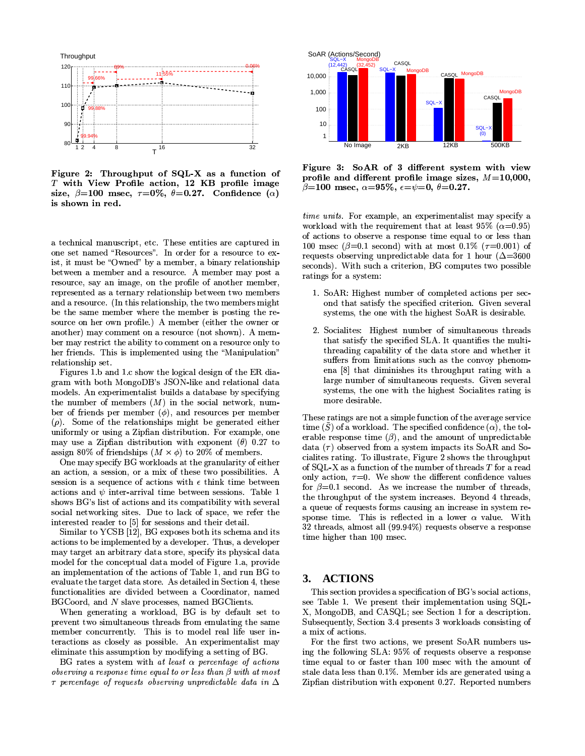**Figure 2: Throughput of SQL-X as a function of $T$ with View Profile action, 12 KB profile image size, $\beta$=100 msec, $\tau$=0%, $\theta$=0.27. Confidence ($\alpha$) is shown in red.**

**Figure 3: SoAR of 3 different system with view profile and different profile image sizes, $M$=10,000, $\beta$=100 msec, $\alpha$=95%, $\epsilon$=$\psi$=0, $\theta$=0.27.**

a technical manuscript, etc. These entities are captured in one set named "Resources". In order for a resource to exist, it must be "Owned" by a member, a binary relationship between a member and a resource. A member may post a resource, say an image, on the profile of another member, represented as a ternary relationship between two members and a resource. (In this relationship, the two members might be the same member where the member is posting the resource on her own profile.) A member (either the owner or another) may comment on a resource (not shown). A member may restrict the ability to comment on a resource only to her friends. This is implemented using the "Manipulation" relationship set.

Figures 1.b and 1.c show the logical design of the ER diagram with both MongoDB's JSON-like and relational data models. An experimentalist builds a database by specifying the number of members ($M$) in the social network, number of friends per member ($\phi$), and resources per member ($\rho$). Some of the relationships might be generated either uniformly or using a Zipfian distribution. For example, one may use a Zipfian distribution with exponent ($\theta$) 0.27 to assign 80% of friendships ($M \times \phi$) to 20% of members.

One may specify BG workloads at the granularity of either an action, a session, or a mix of these two possibilities. A session is a sequence of actions with $\epsilon$ think time between actions and $\psi$ inter-arrival time between sessions. Table 1 shows BG's list of actions and its compatibility with several social networking sites. Due to lack of space, we refer the interested reader to [5] for sessions and their detail.

Similar to YCSB [12], BG exposes both its schema and its actions to be implemented by a developer. Thus, a developer may target an arbitrary data store, specify its physical data model for the conceptual data model of Figure 1.a, provide an implementation of the actions of Table 1, and run BG to evaluate the target data store. As detailed in Section 4, these functionalities are divided between a Coordinator, named BGCoord, and $N$ slave processes, named BGClients.

When generating a workload, BG is by default set to prevent two simultaneous threads from emulating the same member concurrently. This is to model real life user interactions as closely as possible. An experimentalist may eliminate this assumption by modifying a setting of BG.

BG rates a system with *at least $\alpha$ percentage of actions observing a response time equal to or less than $\beta$ with at most $\tau$ percentage of requests observing unpredictable data in $\Delta$ time units*. For example, an experimentalist may specify a workload with the requirement that at least 95% ($\alpha$=0.95) of actions to observe a response time equal to or less than 100 msec ($\beta$=0.1 second) with at most 0.1% ($\tau$=0.001) of requests observing unpredictable data for 1 hour ($\Delta$=3600 seconds). With such a criterion, BG computes two possible ratings for a system:

1. SoAR: Highest number of completed actions per second that satisfy the specified criterion. Given several systems, the one with the highest SoAR is desirable.
2. Socialites: Highest number of simultaneous threads that satisfy the specified SLA. It quantifies the multi-threading capability of the data store and whether it suffers from limitations such as the convoy phenomena [8] that diminishes its throughput rating with a large number of simultaneous requests. Given several systems, the one with the highest Socialites rating is more desirable.

These ratings are not a simple function of the average service time ($\bar{S}$) of a workload. The specified confidence ($\alpha$), the tolerable response time ($\beta$), and the amount of unpredictable data ($\tau$) observed from a system impacts its SoAR and Socialites rating. To illustrate, Figure 2 shows the throughput of SQL-X as a function of the number of threads $T$ for a read only action, $\tau$=0. We show the different confidence values for $\beta$=0.1 second. As we increase the number of threads, the throughput of the system increases. Beyond 4 threads, a queue of requests forms causing an increase in system response time. This is reflected in a lower $\alpha$ value. With 32 threads, almost all (99.94%) requests observe a response time higher than 100 msec.

## 3. ACTIONS

This section provides a specification of BG's social actions, see Table 1. We present their implementation using SQL-X, MongoDB, and CASQL; see Section 1 for a description. Subsequently, Section 3.4 presents 3 workloads consisting of a mix of actions.

For the first two actions, we present SoAR numbers using the following SLA: 95% of requests observe a response time equal to or faster than 100 msec with the amount of stale data less than 0.1%. Member ids are generated using a Zipfian distribution with exponent 0.27. Reported numbers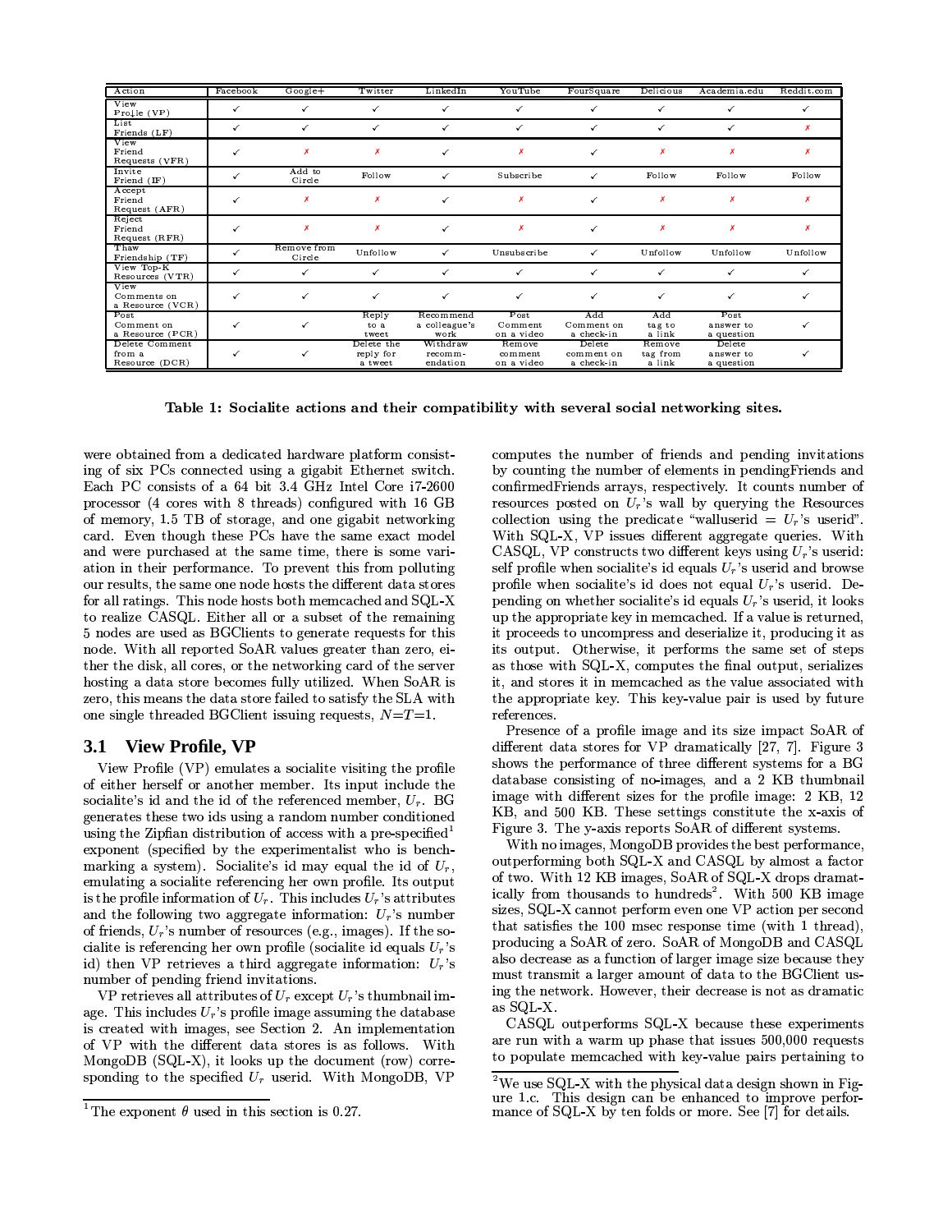| Action | Facebook | Google+ | Twitter | LinkedIn | YouTube | FourSquare | Delicious | Academia.edu | Reddit.com |
|---|---|---|---|---|---|---|---|---|---|
| View Profile (VP) | ✓ | ✓ | ✓ | ✓ | ✓ | ✓ | ✓ | ✓ | ✓ |
| List Friends (LF) | ✓ | ✓ | ✓ | ✓ | ✓ | ✓ | ✓ | ✓ | ✗ |
| View Friend Requests (VFR) | ✓ | ✗ | ✗ | ✓ | ✗ | ✓ | ✗ | ✗ | ✗ |
| Invite Friend (IF) | ✓ | Add to Circle | Follow | ✓ | Subscribe | ✓ | Follow | Follow | Follow |
| Accept Friend Request (AFR) | ✓ | ✗ | ✗ | ✓ | ✗ | ✓ | ✗ | ✗ | ✗ |
| Reject Friend Request (RFR) | ✓ | ✗ | ✗ | ✓ | ✗ | ✓ | ✗ | ✗ | ✗ |
| Thaw Friendship (TF) | ✓ | Remove from Circle | Unfollow | ✓ | Unsubscribe | ✓ | Unfollow | Unfollow | Unfollow |
| View Top-K Resources (VTR) | ✓ | ✓ | ✓ | ✓ | ✓ | ✓ | ✓ | ✓ | ✓ |
| View Comments on a Resource (VCR) | ✓ | ✓ | ✓ | ✓ | ✓ | ✓ | ✓ | ✓ | ✓ |
| Post Comment on a Resource (PCR) | ✓ | ✓ | Reply to a tweet | Recommend a colleague's work | Post Comment on a video | Add Comment on a check-in | Add tag to a link | Post answer to a question | ✓ |
| Delete Comment from a Resource (DCR) | ✓ | ✓ | Delete the reply for a tweet | Withdraw recomm-endation | Remove comment on a video | Delete comment on a check-in | Remove tag from a link | Delete answer to a question | ✓ |

**Table 1: Socialite actions and their compatibility with several social networking sites.**

were obtained from a dedicated hardware platform consisting of six PCs connected using a gigabit Ethernet switch. Each PC consists of a 64 bit 3.4 GHz Intel Core i7-2600 processor (4 cores with 8 threads) configured with 16 GB of memory, 1.5 TB of storage, and one gigabit networking card. Even though these PCs have the same exact model and were purchased at the same time, there is some variation in their performance. To prevent this from polluting our results, the same one node hosts the different data stores for all ratings. This node hosts both memcached and SQL-X to realize CASQL. Either all or a subset of the remaining 5 nodes are used as BGClients to generate requests for this node. With all reported SoAR values greater than zero, either the disk, all cores, or the networking card of the server hosting a data store becomes fully utilized. When SoAR is zero, this means the data store failed to satisfy the SLA with one single threaded BGClient issuing requests, $N$=$T$=1.

## 3.1 View Profile, VP

View Profile (VP) emulates a socialite visiting the profile of either herself or another member. Its input include the socialite's id and the id of the referenced member, $U_r$. BG generates these two ids using a random number conditioned using the Zipfian distribution of access with a pre-specified[1] exponent (specified by the experimentalist who is benchmarking a system). Socialite's id may equal the id of $U_r$, emulating a socialite referencing her own profile. Its output is the profile information of $U_r$. This includes $U_r$'s attributes and the following two aggregate information: $U_r$'s number of friends, $U_r$'s number of resources (e.g., images). If the socialite is referencing her own profile (socialite id equals $U_r$'s id) then VP retrieves a third aggregate information: $U_r$'s number of pending friend invitations.

VP retrieves all attributes of $U_r$ except $U_r$'s thumbnail image. This includes $U_r$'s profile image assuming the database is created with images, see Section 2. An implementation of VP with the different data stores is as follows. With MongoDB (SQL-X), it looks up the document (row) corresponding to the specified $U_r$ userid. With MongoDB, VP computes the number of friends and pending invitations by counting the number of elements in pendingFriends and confirmedFriends arrays, respectively. It counts number of resources posted on $U_r$'s wall by querying the Resources collection using the predicate "walluserid = $U_r$'s userid". With SQL-X, VP issues different aggregate queries. With CASQL, VP constructs two different keys using $U_r$'s userid: self profile when socialite's id equals $U_r$'s userid and browse profile when socialite's id does not equal $U_r$'s userid. Depending on whether socialite's id equals $U_r$'s userid, it looks up the appropriate key in memcached. If a value is returned, it proceeds to uncompress and deserialize it, producing it as its output. Otherwise, it performs the same set of steps as those with SQL-X, computes the final output, serializes it, and stores it in memcached as the value associated with the appropriate key. This key-value pair is used by future references.

Presence of a profile image and its size impact SoAR of different data stores for VP dramatically [27, 7]. Figure 3 shows the performance of three different systems for a BG database consisting of no-images, and a 2 KB thumbnail image with different sizes for the profile image: 2 KB, 12 KB, and 500 KB. These settings constitute the x-axis of Figure 3. The y-axis reports SoAR of different systems.

With no images, MongoDB provides the best performance, outperforming both SQL-X and CASQL by almost a factor of two. With 12 KB images, SoAR of SQL-X drops dramatically from thousands to hundreds[2]. With 500 KB image sizes, SQL-X cannot perform even one VP action per second that satisfies the 100 msec response time (with 1 thread), producing a SoAR of zero. SoAR of MongoDB and CASQL also decrease as a function of larger image size because they must transmit a larger amount of data to the BGClient using the network. However, their decrease is not as dramatic as SQL-X.

CASQL outperforms SQL-X because these experiments are run with a warm up phase that issues 500,000 requests to populate memcached with key-value pairs pertaining to

[1] The exponent $\theta$ used in this section is 0.27.

[2] We use SQL-X with the physical data design shown in Figure 1.c. This design can be enhanced to improve performance of SQL-X by ten folds or more. See [7] for details.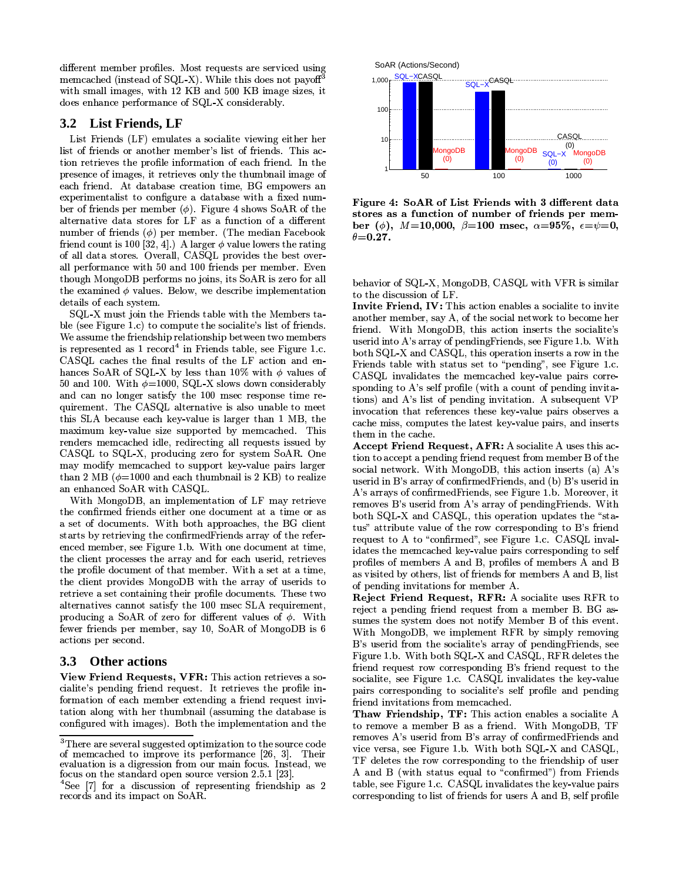different member profiles. Most requests are serviced using memcached (instead of SQL-X). While this does not payoff[3] with small images, with 12 KB and 500 KB image sizes, it does enhance performance of SQL-X considerably.

## 3.2 List Friends, LF

List Friends (LF) emulates a socialite viewing either her list of friends or another member's list of friends. This action retrieves the profile information of each friend. In the presence of images, it retrieves only the thumbnail image of each friend. At database creation time, BG empowers an experimentalist to configure a database with a fixed number of friends per member ($\phi$). Figure 4 shows SoAR of the alternative data stores for LF as a function of a different number of friends ($\phi$) per member. (The median Facebook friend count is 100 [32, 4].) A larger $\phi$ value lowers the rating of all data stores. Overall, CASQL provides the best overall performance with 50 and 100 friends per member. Even though MongoDB performs no joins, its SoAR is zero for all the examined $\phi$ values. Below, we describe implementation details of each system.

SQL-X must join the Friends table with the Members table (see Figure 1.c) to compute the socialite's list of friends. We assume the friendship relationship between two members is represented as 1 record[4] in Friends table, see Figure 1.c. CASQL caches the final results of the LF action and enhances SoAR of SQL-X by less than 10% with $\phi$ values of 50 and 100. With $\phi$=1000, SQL-X slows down considerably and can no longer satisfy the 100 msec response time requirement. The CASQL alternative is also unable to meet this SLA because each key-value is larger than 1 MB, the maximum key-value size supported by memcached. This renders memcached idle, redirecting all requests issued by CASQL to SQL-X, producing zero for system SoAR. One may modify memcached to support key-value pairs larger than 2 MB ($\phi$=1000 and each thumbnail is 2 KB) to realize an enhanced SoAR with CASQL.

With MongoDB, an implementation of LF may retrieve the confirmed friends either one document at a time or as a set of documents. With both approaches, the BG client starts by retrieving the confirmedFriends array of the referenced member, see Figure 1.b. With one document at time, the client processes the array and for each userid, retrieves the profile document of that member. With a set at a time, the client provides MongoDB with the array of userids to retrieve a set containing their profile documents. These two alternatives cannot satisfy the 100 msec SLA requirement, producing a SoAR of zero for different values of $\phi$. With fewer friends per member, say 10, SoAR of MongoDB is 6 actions per second.

## 3.3 Other actions

**View Friend Requests, VFR:** This action retrieves a socialite's pending friend request. It retrieves the profile information of each member extending a friend request invitation along with her thumbnail (assuming the database is configured with images). Both the implementation and the behavior of SQL-X, MongoDB, CASQL with VFR is similar to the discussion of LF.

**Invite Friend, IV:** This action enables a socialite to invite another member, say A, of the social network to become her friend. With MongoDB, this action inserts the socialite's userid into A's array of pendingFriends, see Figure 1.b. With both SQL-X and CASQL, this operation inserts a row in the Friends table with status set to "pending", see Figure 1.c. CASQL invalidates the memcached key-value pairs corresponding to A's self profile (with a count of pending invitations) and A's list of pending invitation. A subsequent VP invocation that references these key-value pairs observes a cache miss, computes the latest key-value pairs, and inserts them in the cache.

**Accept Friend Request, AFR:** A socialite A uses this action to accept a pending friend request from member B of the social network. With MongoDB, this action inserts (a) A's userid in B's array of confirmedFriends, and (b) B's userid in A's arrays of confirmedFriends, see Figure 1.b. Moreover, it removes B's userid from A's array of pendingFriends. With both SQL-X and CASQL, this operation updates the "status" attribute value of the row corresponding to B's friend request to A to "confirmed", see Figure 1.c. CASQL invalidates the memcached key-value pairs corresponding to self profiles of members A and B, profiles of members A and B as visited by others, list of friends for members A and B, list of pending invitations for member A.

**Reject Friend Request, RFR:** A socialite uses RFR to reject a pending friend request from a member B. BG assumes the system does not notify Member B of this event. With MongoDB, we implement RFR by simply removing B's userid from the socialite's array of pendingFriends, see Figure 1.b. With both SQL-X and CASQL, RFR deletes the friend request row corresponding B's friend request to the socialite, see Figure 1.c. CASQL invalidates the key-value pairs corresponding to socialite's self profile and pending friend invitations from memcached.

**Thaw Friendship, TF:** This action enables a socialite A to remove a member B as a friend. With MongoDB, TF removes A's userid from B's array of confirmedFriends and vice versa, see Figure 1.b. With both SQL-X and CASQL, TF deletes the row corresponding to the friendship of user A and B (with status equal to "confirmed") from Friends table, see Figure 1.c. CASQL invalidates the key-value pairs corresponding to list of friends for users A and B, self profile

**Figure 4: SoAR of List Friends with 3 different data stores as a function of number of friends per member ($\phi$), $M$=10,000, $\beta$=100 msec, $\alpha$=95%, $\epsilon$=$\psi$=0, $\theta$=0.27.**

[3]There are several suggested optimization to the source code of memcached to improve its performance [26, 3]. Their evaluation is a digression from our main focus. Instead, we focus on the standard open source version 2.5.1 [23].

[4]See [7] for a discussion of representing friendship as 2 records and its impact on SoAR.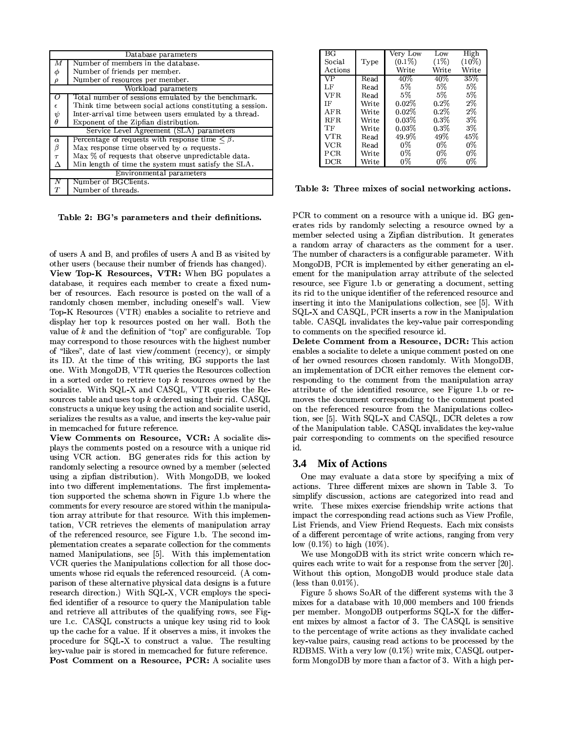| Database parameters | |
|---|---|
| $M$ | Number of members in the database. |
| $\phi$ | Number of friends per member. |
| $\rho$ | Number of resources per member. |
| Workload parameters | |
| $O$ | Total number of sessions emulated by the benchmark. |
| $\epsilon$ | Think time between social actions constituting a session. |
| $\psi$ | Inter-arrival time between users emulated by a thread. |
| $\theta$ | Exponent of the Zipfian distribution. |
| Service Level Agreement (SLA) parameters | |
| $\alpha$ | Percentage of requests with response time $\leq \beta$. |
| $\beta$ | Max response time observed by $\alpha$ requests. |
| $\tau$ | Max % of requests that observe unpredictable data. |
| $\Delta$ | Min length of time the system must satisfy the SLA. |
| Environmental parameters | |
| $N$ | Number of BGClients. |
| $T$ | Number of threads. |

**Table 2: BG's parameters and their definitions.**

of users A and B, and profiles of users A and B as visited by other users (because their number of friends has changed).

**View Top-K Resources, VTR:** When BG populates a database, it requires each member to create a fixed number of resources. Each resource is posted on the wall of a randomly chosen member, including oneself's wall. View Top-K Resources (VTR) enables a socialite to retrieve and display her top k resources posted on her wall. Both the value of $k$ and the definition of "top" are configurable. Top may correspond to those resources with the highest number of "likes", date of last view/comment (recency), or simply its ID. At the time of this writing, BG supports the last one. With MongoDB, VTR queries the Resources collection in a sorted order to retrieve top $k$ resources owned by the socialite. With SQL-X and CASQL, VTR queries the Resources table and uses top $k$ ordered using their rid. CASQL constructs a unique key using the action and socialite userid, serializes the results as a value, and inserts the key-value pair in memcached for future reference.

**View Comments on Resource, VCR:** A socialite displays the comments posted on a resource with a unique rid using VCR action. BG generates rids for this action by randomly selecting a resource owned by a member (selected using a zipfian distribution). With MongoDB, we looked into two different implementations. The first implementation supported the schema shown in Figure 1.b where the comments for every resource are stored within the manipulation array attribute for that resource. With this implementation, VCR retrieves the elements of manipulation array of the referenced resource, see Figure 1.b. The second implementation creates a separate collection for the comments named Manipulations, see [5]. With this implementation VCR queries the Manipulations collection for all those documents whose rid equals the referenced resourceid. (A comparison of these alternative physical data designs is a future research direction.) With SQL-X, VCR employs the specified identifier of a resource to query the Manipulation table and retrieve all attributes of the qualifying rows, see Figure 1.c. CASQL constructs a unique key using rid to look up the cache for a value. If it observes a miss, it invokes the procedure for SQL-X to construct a value. The resulting key-value pair is stored in memcached for future reference.

**Post Comment on a Resource, PCR:** A socialite uses PCR to comment on a resource with a unique id. BG generates rids by randomly selecting a resource owned by a member selected using a Zipfian distribution. It generates a random array of characters as the comment for a user. The number of characters is a configurable parameter. With MongoDB, PCR is implemented by either generating an element for the manipulation array attribute of the selected resource, see Figure 1.b or generating a document, setting its rid to the unique identifier of the referenced resource and inserting it into the Manipulations collection, see [5]. With SQL-X and CASQL, PCR inserts a row in the Manipulation table. CASQL invalidates the key-value pair corresponding to comments on the specified resource id.

**Delete Comment from a Resource, DCR:** This action enables a socialite to delete a unique comment posted on one of her owned resources chosen randomly. With MongoDB, an implementation of DCR either removes the element corresponding to the comment from the manipulation array attribute of the identified resource, see Figure 1.b or removes the document corresponding to the comment posted on the referenced resource from the Manipulations collection, see [5]. With SQL-X and CASQL, DCR deletes a row of the Manipulation table. CASQL invalidates the key-value pair corresponding to comments on the specified resource id.

| BG Social Actions | Type | Very Low (0.1%) Write | Low (1%) Write | High (10%) Write |
|---|---|---|---|---|
| VP | Read | 40% | 40% | 35% |
| LF | Read | 5% | 5% | 5% |
| VFR | Read | 5% | 5% | 5% |
| IF | Write | 0.02% | 0.2% | 2% |
| AFR | Write | 0.02% | 0.2% | 2% |
| RFR | Write | 0.03% | 0.3% | 3% |
| TF | Write | 0.03% | 0.3% | 3% |
| VTR | Read | 49.9% | 49% | 45% |
| VCR | Read | 0% | 0% | 0% |
| PCR | Write | 0% | 0% | 0% |
| DCR | Write | 0% | 0% | 0% |

**Table 3: Three mixes of social networking actions.**

## 3.4 Mix of Actions

One may evaluate a data store by specifying a mix of actions. Three different mixes are shown in Table 3. To simplify discussion, actions are categorized into read and write. These mixes exercise friendship write actions that impact the corresponding read actions such as View Profile, List Friends, and View Friend Requests. Each mix consists of a different percentage of write actions, ranging from very low (0.1%) to high (10%).

We use MongoDB with its strict write concern which requires each write to wait for a response from the server [20]. Without this option, MongoDB would produce stale data (less than 0.01%).

Figure 5 shows SoAR of the different systems with the 3 mixes for a database with 10,000 members and 100 friends per member. MongoDB outperforms SQL-X for the different mixes by almost a factor of 3. The CASQL is sensitive to the percentage of write actions as they invalidate cached key-value pairs, causing read actions to be processed by the RDBMS. With a very low (0.1%) write mix, CASQL outperform MongoDB by more than a factor of 3. With a high per-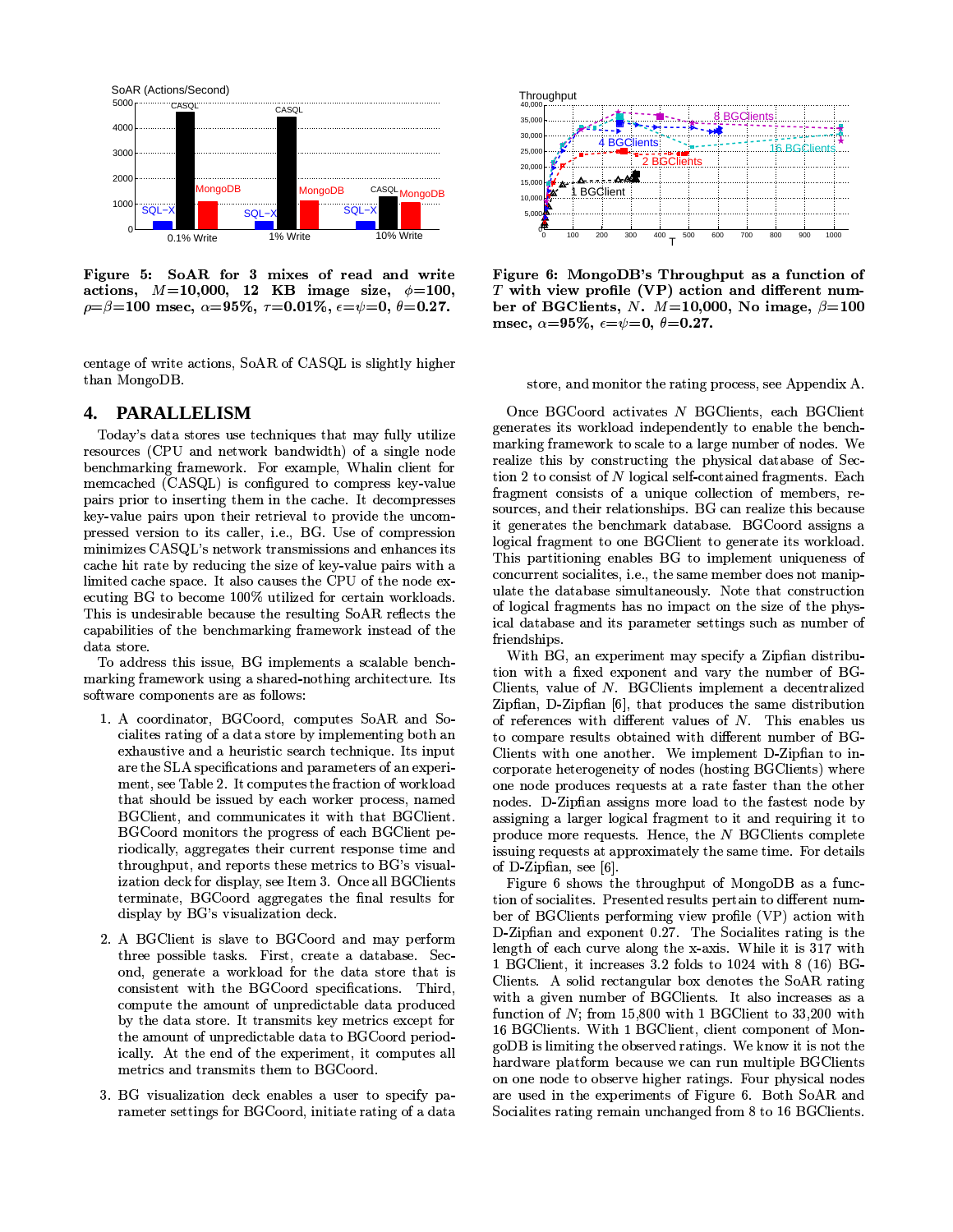**Figure 5: SoAR for 3 mixes of read and write actions, $M$=10,000, 12 KB image size, $\phi$=100, $\rho$=$\beta$=100 msec, $\alpha$=95%, $\tau$=0.01%, $\epsilon$=$\psi$=0, $\theta$=0.27.**

**Figure 6: MongoDB's Throughput as a function of $T$ with view profile (VP) action and different number of BGClients, $N$. $M$=10,000, No image, $\beta$=100 msec, $\alpha$=95%, $\epsilon$=$\psi$=0, $\theta$=0.27.**

centage of write actions, SoAR of CASQL is slightly higher than MongoDB.

## 4. PARALLELISM

Today's data stores use techniques that may fully utilize resources (CPU and network bandwidth) of a single node benchmarking framework. For example, Whalin client for memcached (CASQL) is configured to compress key-value pairs prior to inserting them in the cache. It decompresses key-value pairs upon their retrieval to provide the uncompressed version to its caller, i.e., BG. Use of compression minimizes CASQL's network transmissions and enhances its cache hit rate by reducing the size of key-value pairs with a limited cache space. It also causes the CPU of the node executing BG to become 100% utilized for certain workloads. This is undesirable because the resulting SoAR reflects the capabilities of the benchmarking framework instead of the data store.

To address this issue, BG implements a scalable benchmarking framework using a shared-nothing architecture. Its software components are as follows:

1. A coordinator, BGCoord, computes SoAR and Socialites rating of a data store by implementing both an exhaustive and a heuristic search technique. Its input are the SLA specifications and parameters of an experiment, see Table 2. It computes the fraction of workload that should be issued by each worker process, named BGClient, and communicates it with that BGClient. BGCoord monitors the progress of each BGClient periodically, aggregates their current response time and throughput, and reports these metrics to BG's visualization deck for display, see Item 3. Once all BGClients terminate, BGCoord aggregates the final results for display by BG's visualization deck.

2. A BGClient is slave to BGCoord and may perform three possible tasks. First, create a database. Second, generate a workload for the data store that is consistent with the BGCoord specifications. Third, compute the amount of unpredictable data produced by the data store. It transmits key metrics except for the amount of unpredictable data to BGCoord periodically. At the end of the experiment, it computes all metrics and transmits them to BGCoord.

3. BG visualization deck enables a user to specify parameter settings for BGCoord, initiate rating of a data store, and monitor the rating process, see Appendix A.

Once BGCoord activates $N$ BGClients, each BGClient generates its workload independently to enable the benchmarking framework to scale to a large number of nodes. We realize this by constructing the physical database of Section 2 to consist of $N$ logical self-contained fragments. Each fragment consists of a unique collection of members, resources, and their relationships. BG can realize this because it generates the benchmark database. BGCoord assigns a logical fragment to one BGClient to generate its workload. This partitioning enables BG to implement uniqueness of concurrent socialites, i.e., the same member does not manipulate the database simultaneously. Note that construction of logical fragments has no impact on the size of the physical database and its parameter settings such as number of friendships.

With BG, an experiment may specify a Zipfian distribution with a fixed exponent and vary the number of BGClients, value of $N$. BGClients implement a decentralized Zipfian, D-Zipfian [6], that produces the same distribution of references with different values of $N$. This enables us to compare results obtained with different number of BGClients with one another. We implement D-Zipfian to incorporate heterogeneity of nodes (hosting BGClients) where one node produces requests at a rate faster than the other nodes. D-Zipfian assigns more load to the fastest node by assigning a larger logical fragment to it and requiring it to produce more requests. Hence, the $N$ BGClients complete issuing requests at approximately the same time. For details of D-Zipfian, see [6].

Figure 6 shows the throughput of MongoDB as a function of socialites. Presented results pertain to different number of BGClients performing view profile (VP) action with D-Zipfian and exponent 0.27. The Socialites rating is the length of each curve along the x-axis. While it is 317 with 1 BGClient, it increases 3.2 folds to 1024 with 8 (16) BGClients. A solid rectangular box denotes the SoAR rating with a given number of BGClients. It also increases as a function of $N$; from 15,800 with 1 BGClient to 33,200 with 16 BGClients. With 1 BGClient, client component of MongoDB is limiting the observed ratings. We know it is not the hardware platform because we can run multiple BGClients on one node to observe higher ratings. Four physical nodes are used in the experiments of Figure 6. Both SoAR and Socialites rating remain unchanged from 8 to 16 BGClients.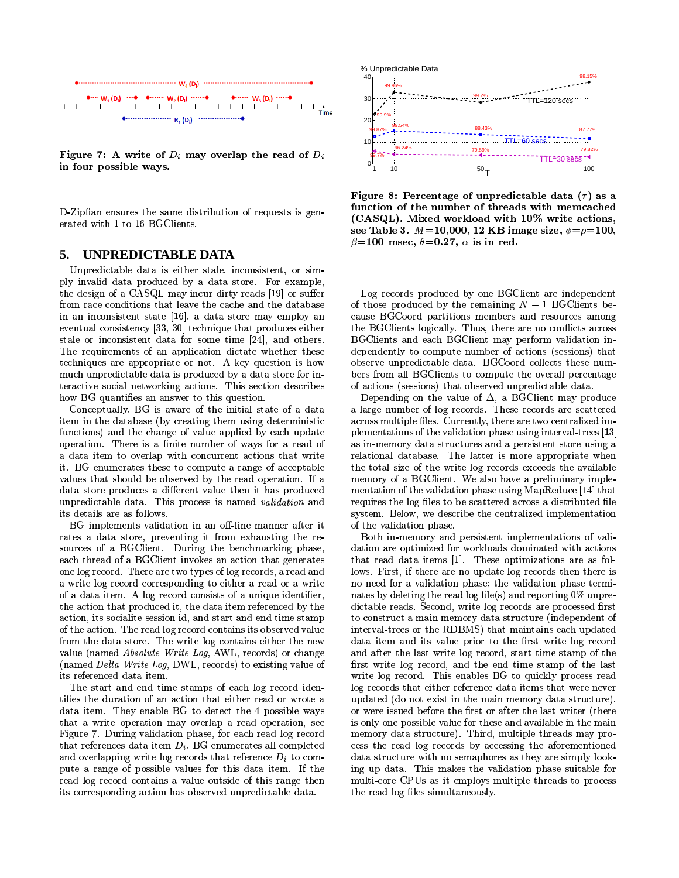Figure 7: A write of $D_i$ may overlap the read of $D_i$ in four possible ways.

D-Zipfian ensures the same distribution of requests is generated with 1 to 16 BGClients.

## 5. UNPREDICTABLE DATA

Unpredictable data is either stale, inconsistent, or simply invalid data produced by a data store. For example, the design of a CASQL may incur dirty reads [19] or suffer from race conditions that leave the cache and the database in an inconsistent state [16], a data store may employ an eventual consistency [33, 30] technique that produces either stale or inconsistent data for some time [24], and others. The requirements of an application dictate whether these techniques are appropriate or not. A key question is how much unpredictable data is produced by a data store for interactive social networking actions. This section describes how BG quantifies an answer to this question.

Conceptually, BG is aware of the initial state of a data item in the database (by creating them using deterministic functions) and the change of value applied by each update operation. There is a finite number of ways for a read of a data item to overlap with concurrent actions that write it. BG enumerates these to compute a range of acceptable values that should be observed by the read operation. If a data store produces a different value then it has produced unpredictable data. This process is named *validation* and its details are as follows.

BG implements validation in an off-line manner after it rates a data store, preventing it from exhausting the resources of a BGClient. During the benchmarking phase, each thread of a BGClient invokes an action that generates one log record. There are two types of log records, a read and a write log record corresponding to either a read or a write of a data item. A log record consists of a unique identifier, the action that produced it, the data item referenced by the action, its socialite session id, and start and end time stamp of the action. The read log record contains its observed value from the data store. The write log contains either the new value (named *Absolute Write Log*, AWL, records) or change (named *Delta Write Log*, DWL, records) to existing value of its referenced data item.

The start and end time stamps of each log record identifies the duration of an action that either read or wrote a data item. They enable BG to detect the 4 possible ways that a write operation may overlap a read operation, see Figure 7. During validation phase, for each read log record that references data item $D_i$, BG enumerates all completed and overlapping write log records that reference $D_i$ to compute a range of possible values for this data item. If the read log record contains a value outside of this range then its corresponding action has observed unpredictable data.

Figure 8: Percentage of unpredictable data ($\tau$) as a function of the number of threads with memcached (CASQL). Mixed workload with 10% write actions, see Table 3. $M$=10,000, 12 KB image size, $\phi$=$\rho$=100, $\beta$=100 msec, $\theta$=0.27, $\alpha$ is in red.

Log records produced by one BGClient are independent of those produced by the remaining $N-1$ BGClients because BGCoord partitions members and resources among the BGClients logically. Thus, there are no conflicts across BGClients and each BGClient may perform validation independently to compute number of actions (sessions) that observe unpredictable data. BGCoord collects these numbers from all BGClients to compute the overall percentage of actions (sessions) that observed unpredictable data.

Depending on the value of $\Delta$, a BGClient may produce a large number of log records. These records are scattered across multiple files. Currently, there are two centralized implementations of the validation phase using interval-trees [13] as in-memory data structures and a persistent store using a relational database. The latter is more appropriate when the total size of the write log records exceeds the available memory of a BGClient. We also have a preliminary implementation of the validation phase using MapReduce [14] that requires the log files to be scattered across a distributed file system. Below, we describe the centralized implementation of the validation phase.

Both in-memory and persistent implementations of validation are optimized for workloads dominated with actions that read data items [1]. These optimizations are as follows. First, if there are no update log records then there is no need for a validation phase; the validation phase terminates by deleting the read log file(s) and reporting 0% unpredictable reads. Second, write log records are processed first to construct a main memory data structure (independent of interval-trees or the RDBMS) that maintains each updated data item and its value prior to the first write log record and after the last write log record, start time stamp of the first write log record, and the end time stamp of the last write log record. This enables BG to quickly process read log records that either reference data items that were never updated (do not exist in the main memory data structure), or were issued before the first or after the last writer (there is only one possible value for these and available in the main memory data structure). Third, multiple threads may process the read log records by accessing the aforementioned data structure with no semaphores as they are simply looking up data. This makes the validation phase suitable for multi-core CPUs as it employs multiple threads to process the read log files simultaneously.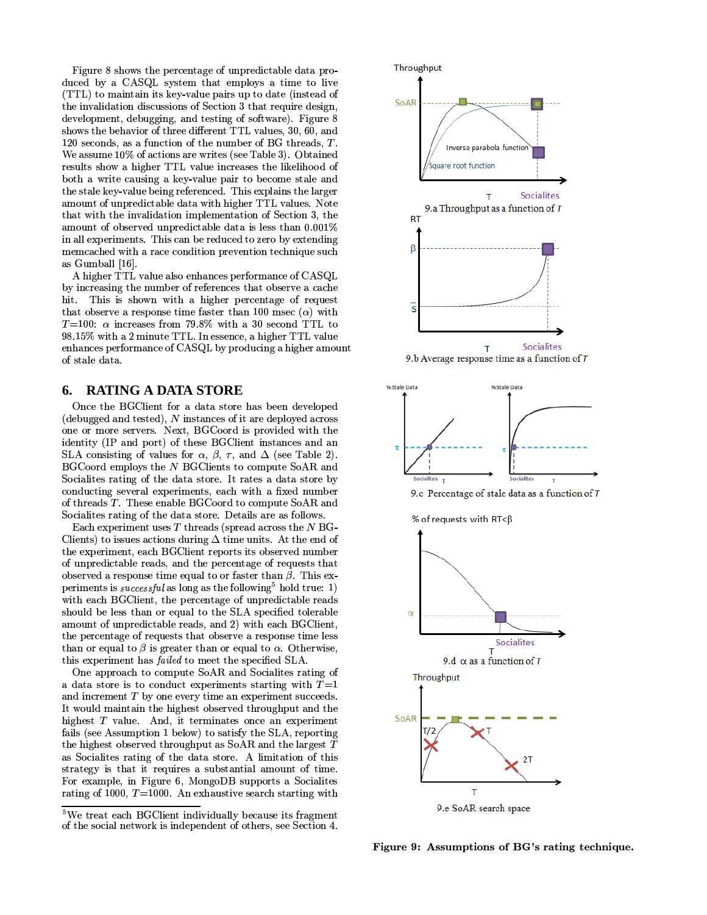Figure 8 shows the percentage of unpredictable data produced by a CASQL system that employs a time to live (TTL) to maintain its key-value pairs up to date (instead of the invalidation discussions of Section 3 that require design, development, debugging, and testing of software). Figure 8 shows the behavior of three different TTL values, 30, 60, and 120 seconds, as a function of the number of BG threads, $T$. We assume 10% of actions are writes (see Table 3). Obtained results show a higher TTL value increases the likelihood of both a write causing a key-value pair to become stale and the stale key-value being referenced. This explains the larger amount of unpredictable data with higher TTL values. Note that with the invalidation implementation of Section 3, the amount of observed unpredictable data is less than 0.001% in all experiments. This can be reduced to zero by extending memcached with a race condition prevention technique such as Gumball [16].

A higher TTL value also enhances performance of CASQL by increasing the number of references that observe a cache hit. This is shown with a higher percentage of request that observe a response time faster than 100 msec ($\alpha$) with $T$=100: $\alpha$ increases from 79.8% with a 30 second TTL to 98.15% with a 2 minute TTL. In essence, a higher TTL value enhances performance of CASQL by producing a higher amount of stale data.

## 6. RATING A DATA STORE

Once the BGClient for a data store has been developed (debugged and tested), $N$ instances of it are deployed across one or more servers. Next, BGCoord is provided with the identity (IP and port) of these BGClient instances and an SLA consisting of values for $\alpha$, $\beta$, $\tau$, and $\Delta$ (see Table 2). BGCoord employs the $N$ BGClients to compute SoAR and Socialites rating of the data store. It rates a data store by conducting several experiments, each with a fixed number of threads $T$. These enable BGCoord to compute SoAR and Socialites rating of the data store. Details are as follows.

Each experiment uses $T$ threads (spread across the $N$ BGClients) to issues actions during $\Delta$ time units. At the end of the experiment, each BGClient reports its observed number of unpredictable reads, and the percentage of requests that observed a response time equal to or faster than $\beta$. This experiments is *successful* as long as the following[5] hold true: 1) with each BGClient, the percentage of unpredictable reads should be less than or equal to the SLA specified tolerable amount of unpredictable reads, and 2) with each BGClient, the percentage of requests that observe a response time less than or equal to $\beta$ is greater than or equal to $\alpha$. Otherwise, this experiment has *failed* to meet the specified SLA.

One approach to compute SoAR and Socialites rating of a data store is to conduct experiments starting with $T$=1 and increment $T$ by one every time an experiment succeeds. It would maintain the highest observed throughput and the highest $T$ value. And, it terminates once an experiment fails (see Assumption 1 below) to satisfy the SLA, reporting the highest observed throughput as SoAR and the largest $T$ as Socialites rating of the data store. A limitation of this strategy is that it requires a substantial amount of time. For example, in Figure 6, MongoDB supports a Socialites rating of 1000, $T$=1000. An exhaustive search starting with

[5] We treat each BGClient individually because its fragment of the social network is independent of others, see Section 4.

9.a Throughput as a function of $T$

9.b Average response time as a function of $T$

9.c Percentage of stale data as a function of $T$

9.d $\alpha$ as a function of $T$

9.e SoAR search space

**Figure 9: Assumptions of BG's rating technique.**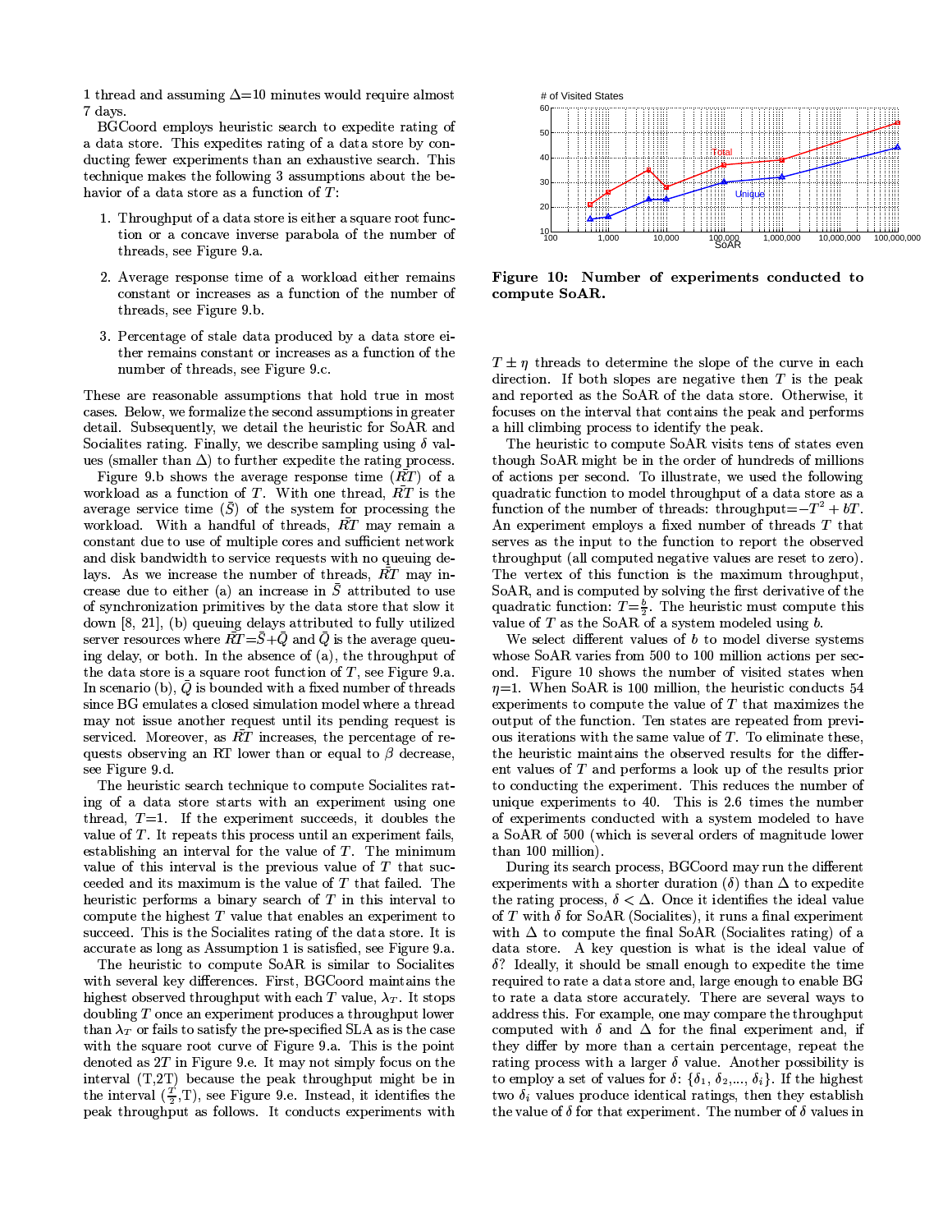1 thread and assuming $\Delta$=10 minutes would require almost 7 days.

BGCoord employs heuristic search to expedite rating of a data store. This expedites rating of a data store by conducting fewer experiments than an exhaustive search. This technique makes the following 3 assumptions about the behavior of a data store as a function of $T$:

1. Throughput of a data store is either a square root function or a concave inverse parabola of the number of threads, see Figure 9.a.
2. Average response time of a workload either remains constant or increases as a function of the number of threads, see Figure 9.b.
3. Percentage of stale data produced by a data store either remains constant or increases as a function of the number of threads, see Figure 9.c.

These are reasonable assumptions that hold true in most cases. Below, we formalize the second assumptions in greater detail. Subsequently, we detail the heuristic for SoAR and Socialites rating. Finally, we describe sampling using $\delta$ values (smaller than $\Delta$) to further expedite the rating process.

Figure 9.b shows the average response time ($\bar{RT}$) of a workload as a function of $T$. With one thread, $\bar{RT}$ is the average service time ($\bar{S}$) of the system for processing the workload. With a handful of threads, $\bar{RT}$ may remain a constant due to use of multiple cores and sufficient network and disk bandwidth to service requests with no queuing delays. As we increase the number of threads, $\bar{RT}$ may increase due to either (a) an increase in $\bar{S}$ attributed to use of synchronization primitives by the data store that slow it down [8, 21], (b) queuing delays attributed to fully utilized server resources where $\bar{RT}$=$\bar{S}$+$\bar{Q}$ and $\bar{Q}$ is the average queuing delay, or both. In the absence of (a), the throughput of the data store is a square root function of $T$, see Figure 9.a. In scenario (b), $\bar{Q}$ is bounded with a fixed number of threads since BG emulates a closed simulation model where a thread may not issue another request until its pending request is serviced. Moreover, as $\bar{RT}$ increases, the percentage of requests observing an RT lower than or equal to $\beta$ decrease, see Figure 9.d.

The heuristic search technique to compute Socialites rating of a data store starts with an experiment using one thread, $T$=1. If the experiment succeeds, it doubles the value of $T$. It repeats this process until an experiment fails, establishing an interval for the value of $T$. The minimum value of this interval is the previous value of $T$ that succeeded and its maximum is the value of $T$ that failed. The heuristic performs a binary search of $T$ in this interval to compute the highest $T$ value that enables an experiment to succeed. This is the Socialites rating of the data store. It is accurate as long as Assumption 1 is satisfied, see Figure 9.a.

The heuristic to compute SoAR is similar to Socialites with several key differences. First, BGCoord maintains the highest observed throughput with each $T$ value, $\lambda_T$. It stops doubling $T$ once an experiment produces a throughput lower than $\lambda_T$ or fails to satisfy the pre-specified SLA as is the case with the square root curve of Figure 9.a. This is the point denoted as $2T$ in Figure 9.e. It may not simply focus on the interval (T,2T) because the peak throughput might be in the interval ($\frac{T}{2}$,T), see Figure 9.e. Instead, it identifies the peak throughput as follows. It conducts experiments with

Figure 10: Number of experiments conducted to compute SoAR.

$T \pm \eta$ threads to determine the slope of the curve in each direction. If both slopes are negative then $T$ is the peak and reported as the SoAR of the data store. Otherwise, it focuses on the interval that contains the peak and performs a hill climbing process to identify the peak.

The heuristic to compute SoAR visits tens of states even though SoAR might be in the order of hundreds of millions of actions per second. To illustrate, we used the following quadratic function to model throughput of a data store as a function of the number of threads: throughput=$-T^2+bT$. An experiment employs a fixed number of threads $T$ that serves as the input to the function to report the observed throughput (all computed negative values are reset to zero). The vertex of this function is the maximum throughput, SoAR, and is computed by solving the first derivative of the quadratic function: $T$=$\frac{b}{2}$. The heuristic must compute this value of $T$ as the SoAR of a system modeled using $b$.

We select different values of $b$ to model diverse systems whose SoAR varies from 500 to 100 million actions per second. Figure 10 shows the number of visited states when $\eta$=1. When SoAR is 100 million, the heuristic conducts 54 experiments to compute the value of $T$ that maximizes the output of the function. Ten states are repeated from previous iterations with the same value of $T$. To eliminate these, the heuristic maintains the observed results for the different values of $T$ and performs a look up of the results prior to conducting the experiment. This reduces the number of unique experiments to 40. This is 2.6 times the number of experiments conducted with a system modeled to have a SoAR of 500 (which is several orders of magnitude lower than 100 million).

During its search process, BGCoord may run the different experiments with a shorter duration ($\delta$) than $\Delta$ to expedite the rating process, $\delta < \Delta$. Once it identifies the ideal value of $T$ with $\delta$ for SoAR (Socialites), it runs a final experiment with $\Delta$ to compute the final SoAR (Socialites rating) of a data store. A key question is what is the ideal value of $\delta$? Ideally, it should be small enough to expedite the time required to rate a data store and, large enough to enable BG to rate a data store accurately. There are several ways to address this. For example, one may compare the throughput computed with $\delta$ and $\Delta$ for the final experiment and, if they differ by more than a certain percentage, repeat the rating process with a larger $\delta$ value. Another possibility is to employ a set of values for $\delta$: {$\delta_1$, $\delta_2$,..., $\delta_i$}. If the highest two $\delta_i$ values produce identical ratings, then they establish the value of $\delta$ for that experiment. The number of $\delta$ values in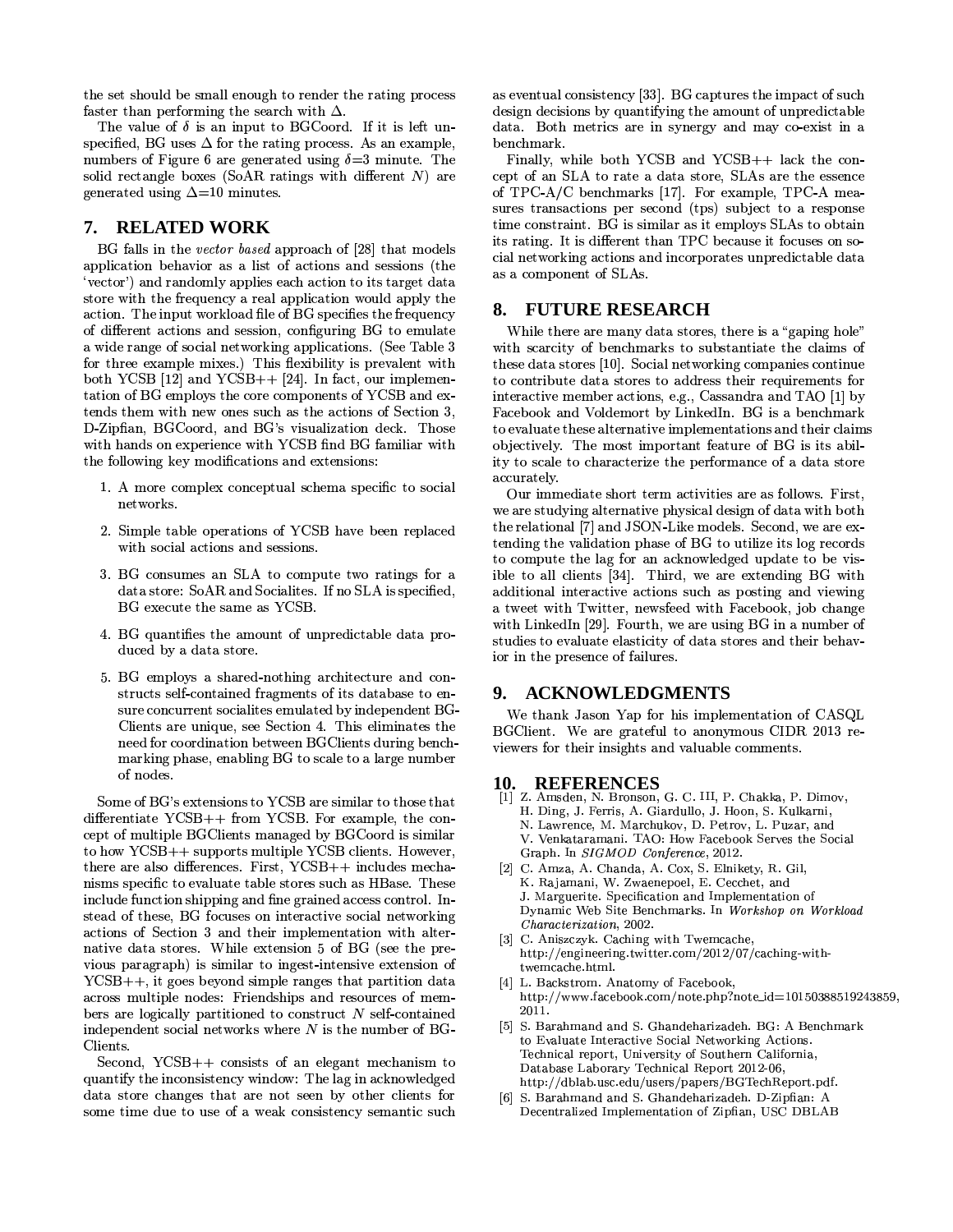the set should be small enough to render the rating process faster than performing the search with $\Delta$.

The value of $\delta$ is an input to BGCoord. If it is left unspecified, BG uses $\Delta$ for the rating process. As an example, numbers of Figure 6 are generated using $\delta$=3 minute. The solid rectangle boxes (SoAR ratings with different $N$) are generated using $\Delta$=10 minutes.

## 7. RELATED WORK

BG falls in the *vector based* approach of [28] that models application behavior as a list of actions and sessions (the 'vector') and randomly applies each action to its target data store with the frequency a real application would apply the action. The input workload file of BG specifies the frequency of different actions and session, configuring BG to emulate a wide range of social networking applications. (See Table 3 for three example mixes.) This flexibility is prevalent with both YCSB [12] and YCSB++ [24]. In fact, our implementation of BG employs the core components of YCSB and extends them with new ones such as the actions of Section 3, D-Zipfian, BGCoord, and BG's visualization deck. Those with hands on experience with YCSB find BG familiar with the following key modifications and extensions:

1. A more complex conceptual schema specific to social networks.
2. Simple table operations of YCSB have been replaced with social actions and sessions.
3. BG consumes an SLA to compute two ratings for a data store: SoAR and Socialites. If no SLA is specified, BG execute the same as YCSB.
4. BG quantifies the amount of unpredictable data produced by a data store.
5. BG employs a shared-nothing architecture and constructs self-contained fragments of its database to ensure concurrent socialites emulated by independent BG-Clients are unique, see Section 4. This eliminates the need for coordination between BGClients during benchmarking phase, enabling BG to scale to a large number of nodes.

Some of BG's extensions to YCSB are similar to those that differentiate YCSB++ from YCSB. For example, the concept of multiple BGClients managed by BGCoord is similar to how YCSB++ supports multiple YCSB clients. However, there are also differences. First, YCSB++ includes mechanisms specific to evaluate table stores such as HBase. These include function shipping and fine grained access control. Instead of these, BG focuses on interactive social networking actions of Section 3 and their implementation with alternative data stores. While extension 5 of BG (see the previous paragraph) is similar to ingest-intensive extension of YCSB++, it goes beyond simple ranges that partition data across multiple nodes: Friendships and resources of members are logically partitioned to construct $N$ self-contained independent social networks where $N$ is the number of BG-Clients.

Second, YCSB++ consists of an elegant mechanism to quantify the inconsistency window: The lag in acknowledged data store changes that are not seen by other clients for some time due to use of a weak consistency semantic such as eventual consistency [33]. BG captures the impact of such design decisions by quantifying the amount of unpredictable data. Both metrics are in synergy and may co-exist in a benchmark.

Finally, while both YCSB and YCSB++ lack the concept of an SLA to rate a data store, SLAs are the essence of TPC-A/C benchmarks [17]. For example, TPC-A measures transactions per second (tps) subject to a response time constraint. BG is similar as it employs SLAs to obtain its rating. It is different than TPC because it focuses on social networking actions and incorporates unpredictable data as a component of SLAs.

## 8. FUTURE RESEARCH

While there are many data stores, there is a "gaping hole" with scarcity of benchmarks to substantiate the claims of these data stores [10]. Social networking companies continue to contribute data stores to address their requirements for interactive member actions, e.g., Cassandra and TAO [1] by Facebook and Voldemort by LinkedIn. BG is a benchmark to evaluate these alternative implementations and their claims objectively. The most important feature of BG is its ability to scale to characterize the performance of a data store accurately.

Our immediate short term activities are as follows. First, we are studying alternative physical design of data with both the relational [7] and JSON-Like models. Second, we are extending the validation phase of BG to utilize its log records to compute the lag for an acknowledged update to be visible to all clients [34]. Third, we are extending BG with additional interactive actions such as posting and viewing a tweet with Twitter, newsfeed with Facebook, job change with LinkedIn [29]. Fourth, we are using BG in a number of studies to evaluate elasticity of data stores and their behavior in the presence of failures.

## 9. ACKNOWLEDGMENTS

We thank Jason Yap for his implementation of CASQL BGClient. We are grateful to anonymous CIDR 2013 reviewers for their insights and valuable comments.

## 10. REFERENCES

[1] Z. Amsden, N. Bronson, G. C. III, P. Chakka, P. Dimov, H. Ding, J. Ferris, A. Giardullo, J. Hoon, S. Kulkarni, N. Lawrence, M. Marchukov, D. Petrov, L. Puzar, and V. Venkataramani. TAO: How Facebook Serves the Social Graph. In *SIGMOD Conference*, 2012.

[2] C. Amza, A. Chanda, A. Cox, S. Elnikety, R. Gil, K. Rajamani, W. Zwaenepoel, E. Cecchet, and J. Marguerite. Specification and Implementation of Dynamic Web Site Benchmarks. In *Workshop on Workload Characterization*, 2002.

[3] C. Aniszczyk. Caching with Twemcache, http://engineering.twitter.com/2012/07/caching-with-twemcache.html.

[4] L. Backstrom. Anatomy of Facebook, http://www.facebook.com/note.php?note_id=10150388519243859, 2011.

[5] S. Barahmand and S. Ghandeharizadeh. BG: A Benchmark to Evaluate Interactive Social Networking Actions. Technical report, University of Southern California, Database Laborary Technical Report 2012-06, http://dblab.usc.edu/users/papers/BGTechReport.pdf.

[6] S. Barahmand and S. Ghandeharizadeh. D-Zipfian: A Decentralized Implementation of Zipfian, USC DBLAB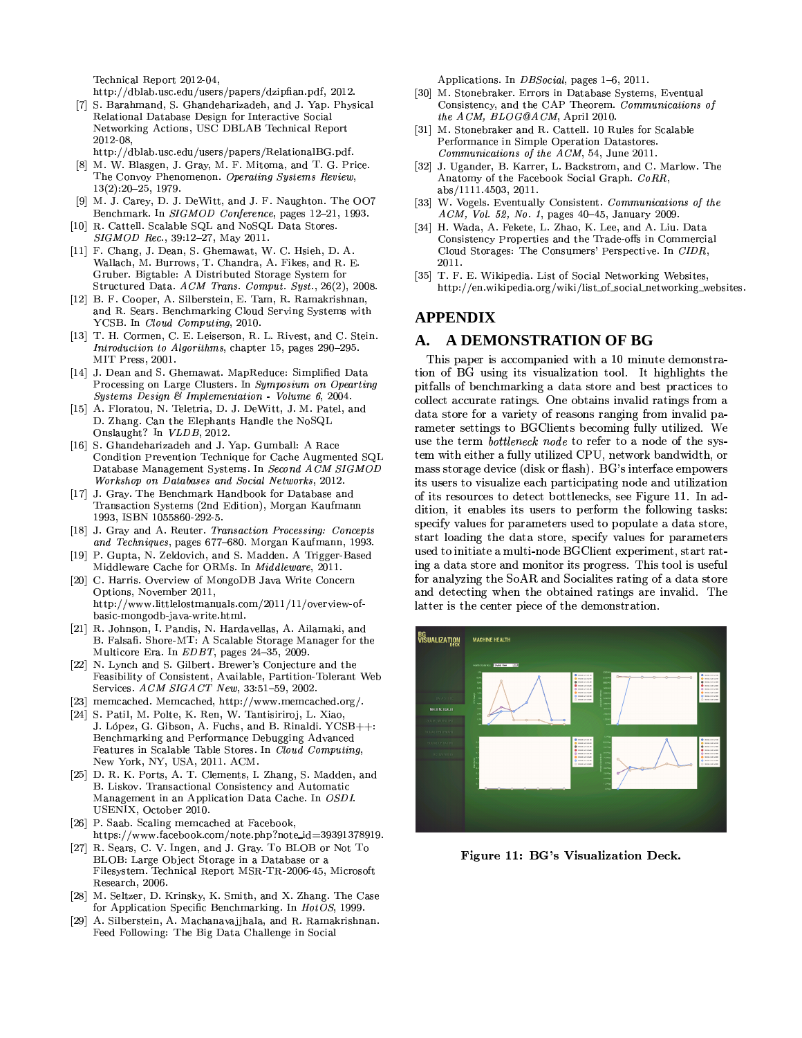Technical Report 2012-04, http://dblab.usc.edu/users/papers/dzipfian.pdf, 2012.

[7] S. Barahmand, S. Ghandeharizadeh, and J. Yap. Physical Relational Database Design for Interactive Social Networking Actions, USC DBLAB Technical Report 2012-08, http://dblab.usc.edu/users/papers/RelationalBG.pdf.

[8] M. W. Blasgen, J. Gray, M. F. Mitoma, and T. G. Price. The Convoy Phenomenon. *Operating Systems Review*, 13(2):20–25, 1979.

[9] M. J. Carey, D. J. DeWitt, and J. F. Naughton. The OO7 Benchmark. In *SIGMOD Conference*, pages 12–21, 1993.

[10] R. Cattell. Scalable SQL and NoSQL Data Stores. *SIGMOD Rec.*, 39:12–27, May 2011.

[11] F. Chang, J. Dean, S. Ghemawat, W. C. Hsieh, D. A. Wallach, M. Burrows, T. Chandra, A. Fikes, and R. E. Gruber. Bigtable: A Distributed Storage System for Structured Data. *ACM Trans. Comput. Syst.*, 26(2), 2008.

[12] B. F. Cooper, A. Silberstein, E. Tam, R. Ramakrishnan, and R. Sears. Benchmarking Cloud Serving Systems with YCSB. In *Cloud Computing*, 2010.

[13] T. H. Cormen, C. E. Leiserson, R. L. Rivest, and C. Stein. *Introduction to Algorithms*, chapter 15, pages 290–295. MIT Press, 2001.

[14] J. Dean and S. Ghemawat. MapReduce: Simplified Data Processing on Large Clusters. In *Symposium on Opearting Systems Design & Implementation - Volume 6*, 2004.

[15] A. Floratou, N. Teletia, D. J. DeWitt, J. M. Patel, and D. Zhang. Can the Elephants Handle the NoSQL Onslaught? In *VLDB*, 2012.

[16] S. Ghandeharizadeh and J. Yap. Gumball: A Race Condition Prevention Technique for Cache Augmented SQL Database Management Systems. In *Second ACM SIGMOD Workshop on Databases and Social Networks*, 2012.

[17] J. Gray. The Benchmark Handbook for Database and Transaction Systems (2nd Edition), Morgan Kaufmann 1993, ISBN 1055860-292-5.

[18] J. Gray and A. Reuter. *Transaction Processing: Concepts and Techniques*, pages 677–680. Morgan Kaufmann, 1993.

[19] P. Gupta, N. Zeldovich, and S. Madden. A Trigger-Based Middleware Cache for ORMs. In *Middleware*, 2011.

[20] C. Harris. Overview of MongoDB Java Write Concern Options, November 2011, http://www.littlelostmanuals.com/2011/11/overview-of-basic-mongodb-java-write.html.

[21] R. Johnson, I. Pandis, N. Hardavellas, A. Ailamaki, and B. Falsafi. Shore-MT: A Scalable Storage Manager for the Multicore Era. In *EDBT*, pages 24–35, 2009.

[22] N. Lynch and S. Gilbert. Brewer's Conjecture and the Feasibility of Consistent, Available, Partition-Tolerant Web Services. *ACM SIGACT New*, 33:51–59, 2002.

[23] memcached. Memcached, http://www.memcached.org/.

[24] S. Patil, M. Polte, K. Ren, W. Tantisiriroj, L. Xiao, J. López, G. Gibson, A. Fuchs, and B. Rinaldi. YCSB++: Benchmarking and Performance Debugging Advanced Features in Scalable Table Stores. In *Cloud Computing*, New York, NY, USA, 2011. ACM.

[25] D. R. K. Ports, A. T. Clements, I. Zhang, S. Madden, and B. Liskov. Transactional Consistency and Automatic Management in an Application Data Cache. In *OSDI*. USENIX, October 2010.

[26] P. Saab. Scaling memcached at Facebook, https://www.facebook.com/note.php?note_id=39391378919.

[27] R. Sears, C. V. Ingen, and J. Gray. To BLOB or Not To BLOB: Large Object Storage in a Database or a Filesystem. Technical Report MSR-TR-2006-45, Microsoft Research, 2006.

[28] M. Seltzer, D. Krinsky, K. Smith, and X. Zhang. The Case for Application Specific Benchmarking. In *HotOS*, 1999.

[29] A. Silberstein, A. Machanavajjhala, and R. Ramakrishnan. Feed Following: The Big Data Challenge in Social Applications. In *DBSocial*, pages 1–6, 2011.

[30] M. Stonebraker. Errors in Database Systems, Eventual Consistency, and the CAP Theorem. *Communications of the ACM, BLOG@ACM*, April 2010.

[31] M. Stonebraker and R. Cattell. 10 Rules for Scalable Performance in Simple Operation Datastores. *Communications of the ACM*, 54, June 2011.

[32] J. Ugander, B. Karrer, L. Backstrom, and C. Marlow. The Anatomy of the Facebook Social Graph. *CoRR*, abs/1111.4503, 2011.

[33] W. Vogels. Eventually Consistent. *Communications of the ACM, Vol. 52, No. 1*, pages 40–45, January 2009.

[34] H. Wada, A. Fekete, L. Zhao, K. Lee, and A. Liu. Data Consistency Properties and the Trade-offs in Commercial Cloud Storages: The Consumers' Perspective. In *CIDR*, 2011.

[35] T. F. E. Wikipedia. List of Social Networking Websites, http://en.wikipedia.org/wiki/list_of_social_networking_websites.

# APPENDIX

## A. A DEMONSTRATION OF BG

This paper is accompanied with a 10 minute demonstration of BG using its visualization tool. It highlights the pitfalls of benchmarking a data store and best practices to collect accurate ratings. One obtains invalid ratings from a data store for a variety of reasons ranging from invalid parameter settings to BGClients becoming fully utilized. We use the term *bottleneck node* to refer to a node of the system with either a fully utilized CPU, network bandwidth, or mass storage device (disk or flash). BG's interface empowers its users to visualize each participating node and utilization of its resources to detect bottlenecks, see Figure 11. In addition, it enables its users to perform the following tasks: specify values for parameters used to populate a data store, start loading the data store, specify values for parameters used to initiate a multi-node BGClient experiment, start rating a data store and monitor its progress. This tool is useful for analyzing the SoAR and Socialites rating of a data store and detecting when the obtained ratings are invalid. The latter is the center piece of the demonstration.

BG VISUALIZATION DECK

MACHINE HEALTH

**Figure 11: BG's Visualization Deck.**